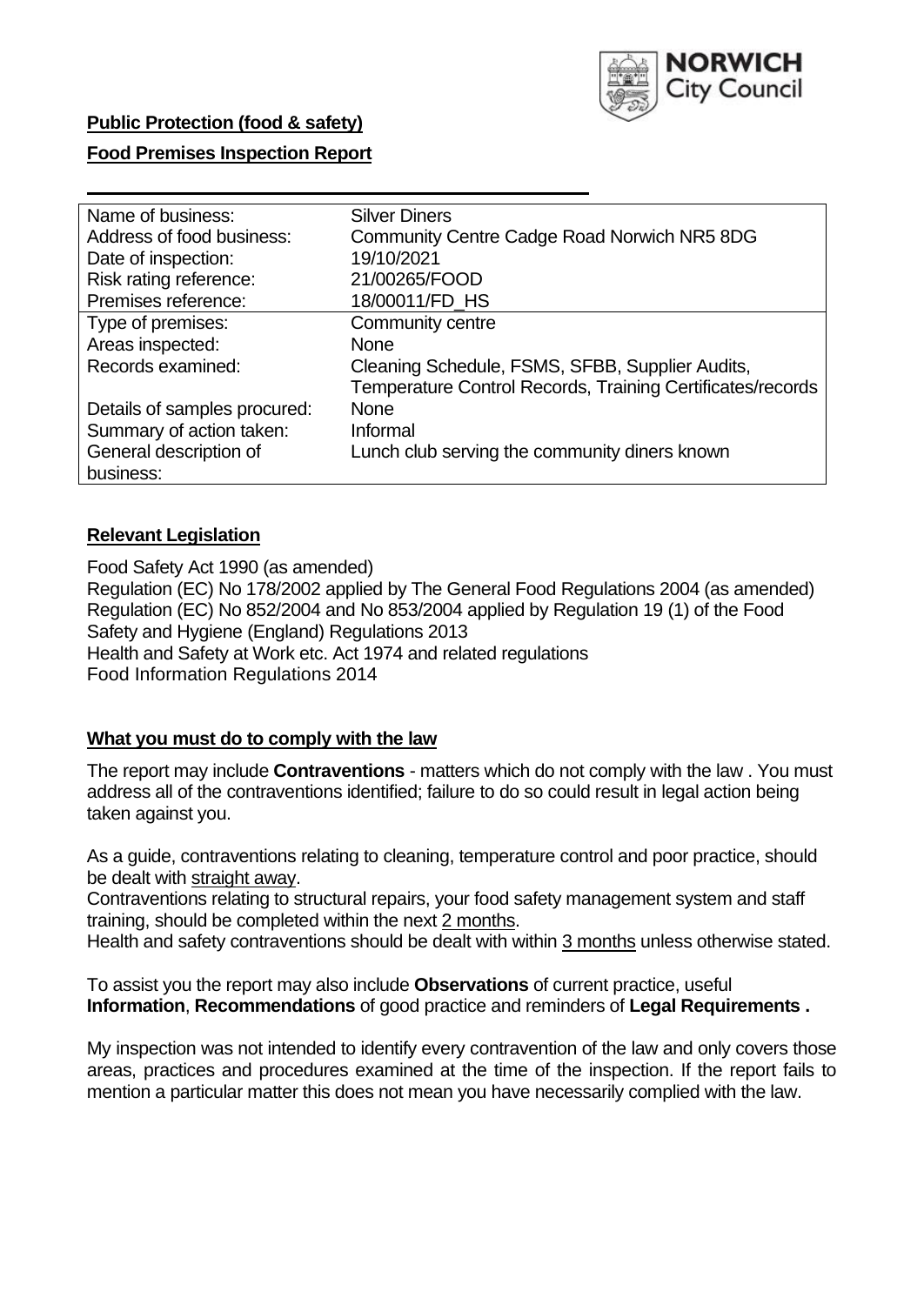**Public Protection (food & safety)**

**Food Premises Inspection Report**

| Name of business: | Silver Diners |
|---|---|
| Address of food business: | Community Centre Cadge Road Norwich NR5 8DG |
| Date of inspection: | 19/10/2021 |
| Risk rating reference: | 21/00265/FOOD |
| Premises reference: | 18/00011/FD_HS |
| Type of premises: | Community centre |
| Areas inspected: | None |
| Records examined: | Cleaning Schedule, FSMS, SFBB, Supplier Audits, Temperature Control Records, Training Certificates/records |
| Details of samples procured: | None |
| Summary of action taken: | Informal |
| General description of business: | Lunch club serving the community diners known |

## **Relevant Legislation**

Food Safety Act 1990 (as amended)
Regulation (EC) No 178/2002 applied by The General Food Regulations 2004 (as amended)
Regulation (EC) No 852/2004 and No 853/2004 applied by Regulation 19 (1) of the Food Safety and Hygiene (England) Regulations 2013
Health and Safety at Work etc. Act 1974 and related regulations
Food Information Regulations 2014

## **What you must do to comply with the law**

The report may include **Contraventions** - matters which do not comply with the law . You must address all of the contraventions identified; failure to do so could result in legal action being taken against you.

As a guide, contraventions relating to cleaning, temperature control and poor practice, should be dealt with straight away.
Contraventions relating to structural repairs, your food safety management system and staff training, should be completed within the next 2 months.
Health and safety contraventions should be dealt with within 3 months unless otherwise stated.

To assist you the report may also include **Observations** of current practice, useful **Information**, **Recommendations** of good practice and reminders of **Legal Requirements .**

My inspection was not intended to identify every contravention of the law and only covers those areas, practices and procedures examined at the time of the inspection. If the report fails to mention a particular matter this does not mean you have necessarily complied with the law.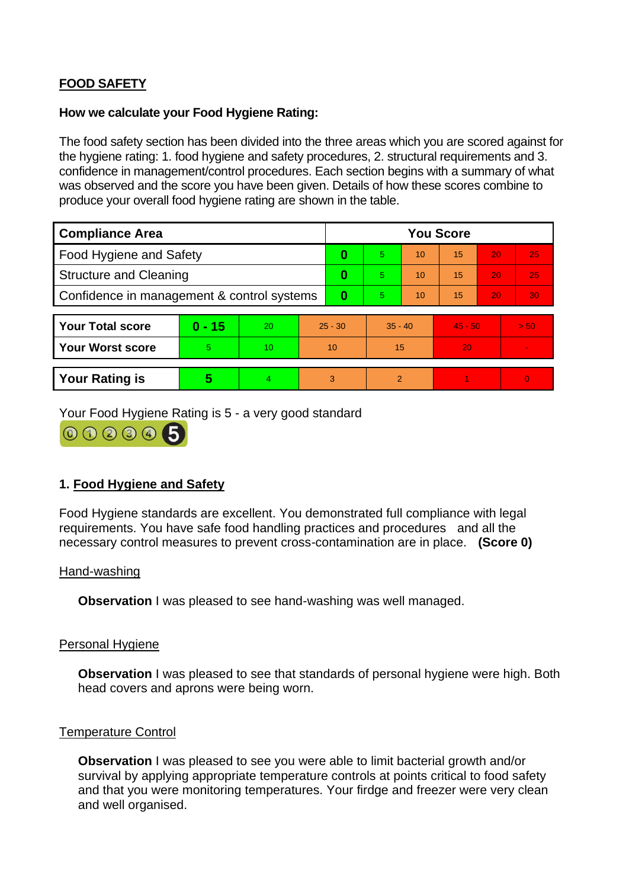## FOOD SAFETY

**How we calculate your Food Hygiene Rating:**

The food safety section has been divided into the three areas which you are scored against for the hygiene rating: 1. food hygiene and safety procedures, 2. structural requirements and 3. confidence in management/control procedures. Each section begins with a summary of what was observed and the score you have been given. Details of how these scores combine to produce your overall food hygiene rating are shown in the table.

| Compliance Area | You Score | | | | | |
|---|---|---|---|---|---|---|
| Food Hygiene and Safety | **0** | 5 | 10 | 15 | 20 | 25 |
| Structure and Cleaning | **0** | 5 | 10 | 15 | 20 | 25 |
| Confidence in management & control systems | **0** | 5 | 10 | 15 | 20 | 30 |

| | | | | | | |
|---|---|---|---|---|---|---|
| **Your Total score** | **0 - 15** | 20 | 25 - 30 | 35 - 40 | 45 - 50 | > 50 |
| **Your Worst score** | 5 | 10 | 10 | 15 | 20 | - |
| **Your Rating is** | **5** | 4 | 3 | 2 | 1 | 0 |

Your Food Hygiene Rating is 5 - a very good standard

### 1. Food Hygiene and Safety

Food Hygiene standards are excellent. You demonstrated full compliance with legal requirements. You have safe food handling practices and procedures and all the necessary control measures to prevent cross-contamination are in place. **(Score 0)**

Hand-washing

**Observation** I was pleased to see hand-washing was well managed.

Personal Hygiene

**Observation** I was pleased to see that standards of personal hygiene were high. Both head covers and aprons were being worn.

Temperature Control

**Observation** I was pleased to see you were able to limit bacterial growth and/or survival by applying appropriate temperature controls at points critical to food safety and that you were monitoring temperatures. Your firdge and freezer were very clean and well organised.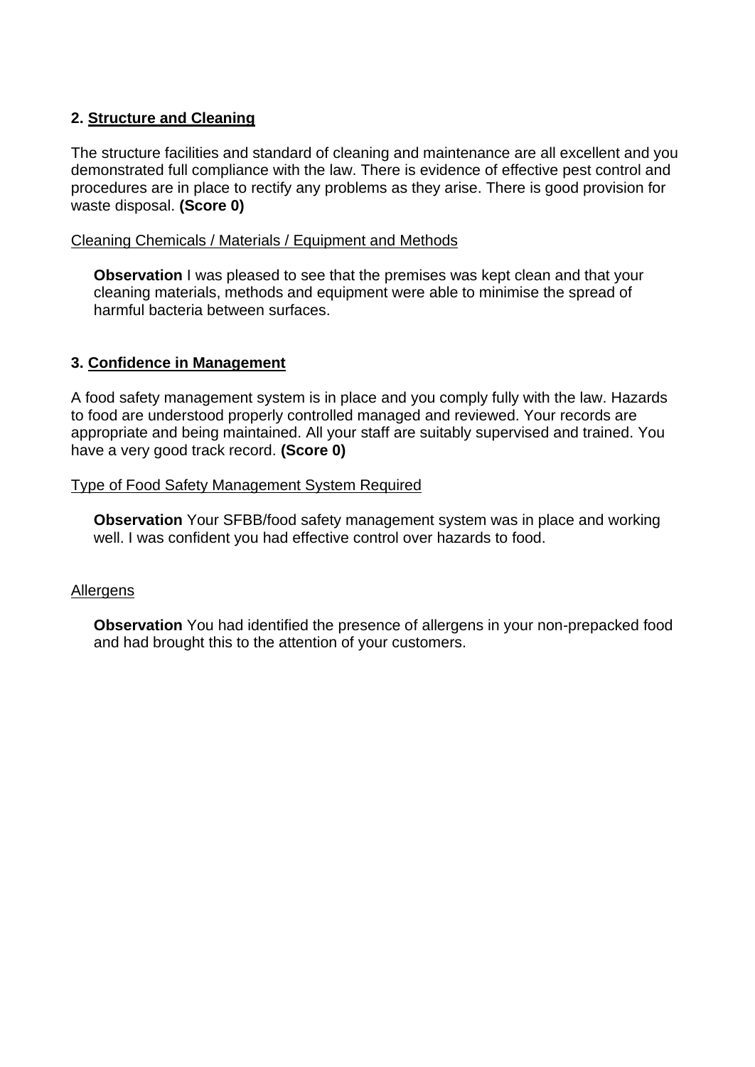## 2. Structure and Cleaning

The structure facilities and standard of cleaning and maintenance are all excellent and you demonstrated full compliance with the law. There is evidence of effective pest control and procedures are in place to rectify any problems as they arise. There is good provision for waste disposal. **(Score 0)**

Cleaning Chemicals / Materials / Equipment and Methods

**Observation** I was pleased to see that the premises was kept clean and that your cleaning materials, methods and equipment were able to minimise the spread of harmful bacteria between surfaces.

## 3. Confidence in Management

A food safety management system is in place and you comply fully with the law. Hazards to food are understood properly controlled managed and reviewed. Your records are appropriate and being maintained. All your staff are suitably supervised and trained. You have a very good track record. **(Score 0)**

Type of Food Safety Management System Required

**Observation** Your SFBB/food safety management system was in place and working well. I was confident you had effective control over hazards to food.

Allergens

**Observation** You had identified the presence of allergens in your non-prepacked food and had brought this to the attention of your customers.